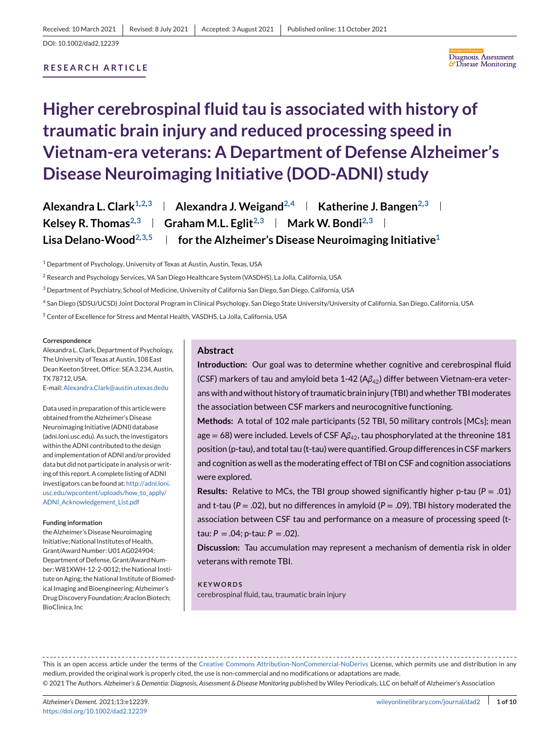Received: 10 March 2021 | Revised: 8 July 2021 | Accepted: 3 August 2021 | Published online: 11 October 2021

DOI: 10.1002/dad2.12239

RESEARCH ARTICLE

# Higher cerebrospinal fluid tau is associated with history of traumatic brain injury and reduced processing speed in Vietnam-era veterans: A Department of Defense Alzheimer's Disease Neuroimaging Initiative (DOD-ADNI) study

**Alexandra L. Clark**[1,2,3] | **Alexandra J. Weigand**[2,4] | **Katherine J. Bangen**[2,3] | **Kelsey R. Thomas**[2,3] | **Graham M.L. Eglit**[2,3] | **Mark W. Bondi**[2,3] | **Lisa Delano-Wood**[2,3,5] | **for the Alzheimer's Disease Neuroimaging Initiative**[1]

[1] Department of Psychology, University of Texas at Austin, Austin, Texas, USA

[2] Research and Psychology Services, VA San Diego Healthcare System (VASDHS), La Jolla, California, USA

[3] Department of Psychiatry, School of Medicine, University of California San Diego, San Diego, California, USA

[4] San Diego (SDSU/UCSD) Joint Doctoral Program in Clinical Psychology, San Diego State University/University of California, San Diego, California, USA

[5] Center of Excellence for Stress and Mental Health, VASDHS, La Jolla, California, USA

**Correspondence**

Alexandra L. Clark, Department of Psychology, The University of Texas at Austin, 108 East Dean Keeton Street, Office: SEA 3.234, Austin, TX 78712, USA.
E-mail: Alexandra.Clark@austin.utexas.edu

Data used in preparation of this article were obtained from the Alzheimer's Disease Neuroimaging Initiative (ADNI) database (adni.loni.usc.edu). As such, the investigators within the ADNI contributed to the design and implementation of ADNI and/or provided data but did not participate in analysis or writing of this report. A complete listing of ADNI investigators can be found at: http://adni.loni.usc.edu/wpcontent/uploads/how_to_apply/ADNI_Acknowledgement_List.pdf

**Funding information**

the Alzheimer's Disease Neuroimaging Initiative; National Institutes of Health, Grant/Award Number: U01 AG024904; Department of Defense, Grant/Award Number: W81XWH-12-2-0012; the National Institute on Aging; the National Institute of Biomedical Imaging and Bioengineering; Alzheimer's Drug Discovery Foundation; Araclon Biotech; BioClinica, Inc

## Abstract

**Introduction:** Our goal was to determine whether cognitive and cerebrospinal fluid (CSF) markers of tau and amyloid beta 1-42 ($A\beta_{42}$) differ between Vietnam-era veterans with and without history of traumatic brain injury (TBI) and whether TBI moderates the association between CSF markers and neurocognitive functioning.

**Methods:** A total of 102 male participants (52 TBI, 50 military controls [MCs]; mean age = 68) were included. Levels of CSF $A\beta_{42}$, tau phosphorylated at the threonine 181 position (p-tau), and total tau (t-tau) were quantified. Group differences in CSF markers and cognition as well as the moderating effect of TBI on CSF and cognition associations were explored.

**Results:** Relative to MCs, the TBI group showed significantly higher p-tau ($P = .01$) and t-tau ($P = .02$), but no differences in amyloid ($P = .09$). TBI history moderated the association between CSF tau and performance on a measure of processing speed (t-tau: $P = .04$; p-tau: $P = .02$).

**Discussion:** Tau accumulation may represent a mechanism of dementia risk in older veterans with remote TBI.

**KEYWORDS**

cerebrospinal fluid, tau, traumatic brain injury

This is an open access article under the terms of the Creative Commons Attribution-NonCommercial-NoDerivs License, which permits use and distribution in any medium, provided the original work is properly cited, the use is non-commercial and no modifications or adaptations are made.
© 2021 The Authors. *Alzheimer's & Dementia: Diagnosis, Assessment & Disease Monitoring* published by Wiley Periodicals, LLC on behalf of Alzheimer's Association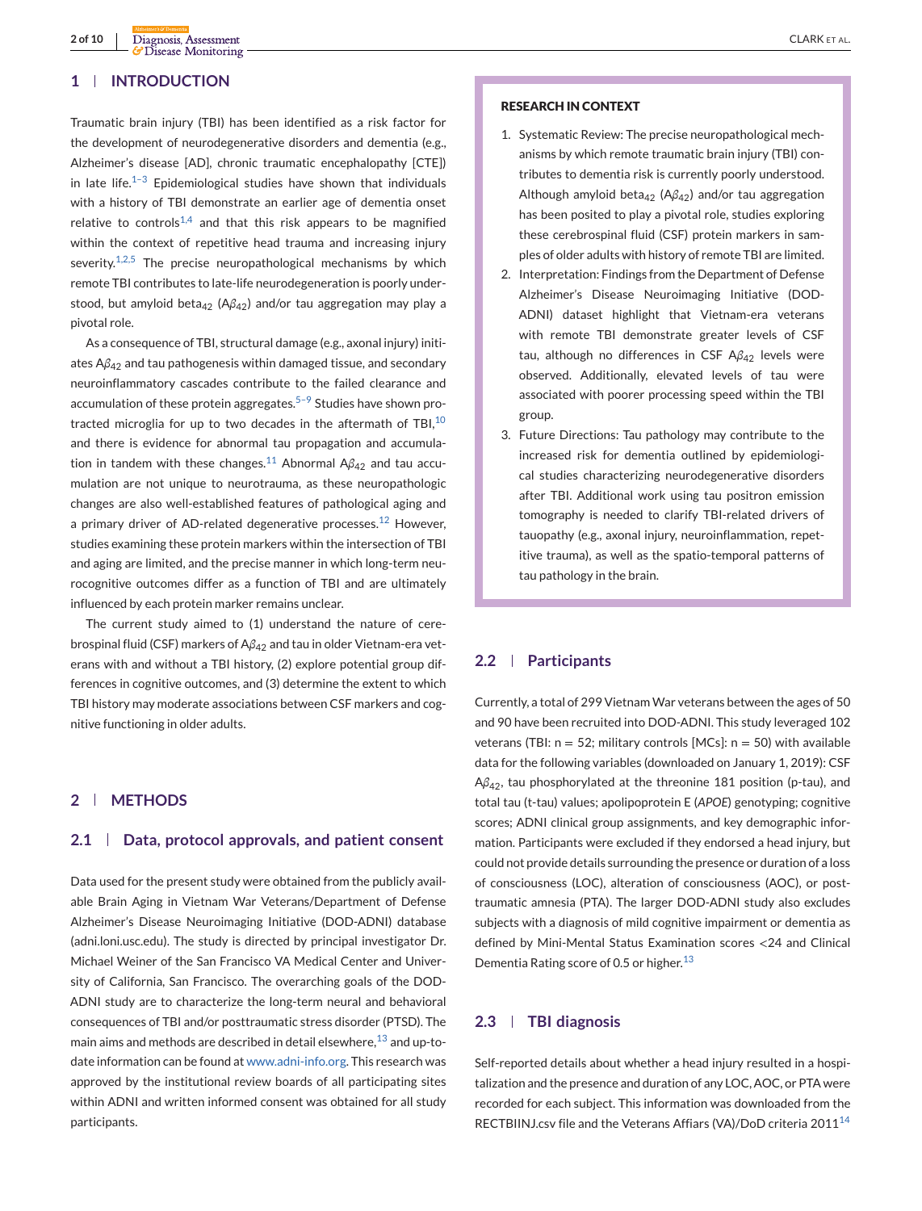## 1 | INTRODUCTION

Traumatic brain injury (TBI) has been identified as a risk factor for the development of neurodegenerative disorders and dementia (e.g., Alzheimer's disease [AD], chronic traumatic encephalopathy [CTE]) in late life.[1–3] Epidemiological studies have shown that individuals with a history of TBI demonstrate an earlier age of dementia onset relative to controls[1,4] and that this risk appears to be magnified within the context of repetitive head trauma and increasing injury severity.[1,2,5] The precise neuropathological mechanisms by which remote TBI contributes to late-life neurodegeneration is poorly understood, but amyloid beta$_{42}$ (A$\beta_{42}$) and/or tau aggregation may play a pivotal role.

As a consequence of TBI, structural damage (e.g., axonal injury) initiates A$\beta_{42}$ and tau pathogenesis within damaged tissue, and secondary neuroinflammatory cascades contribute to the failed clearance and accumulation of these protein aggregates.[5–9] Studies have shown protracted microglia for up to two decades in the aftermath of TBI,[10] and there is evidence for abnormal tau propagation and accumulation in tandem with these changes.[11] Abnormal A$\beta_{42}$ and tau accumulation are not unique to neurotrauma, as these neuropathologic changes are also well-established features of pathological aging and a primary driver of AD-related degenerative processes.[12] However, studies examining these protein markers within the intersection of TBI and aging are limited, and the precise manner in which long-term neurocognitive outcomes differ as a function of TBI and are ultimately influenced by each protein marker remains unclear.

The current study aimed to (1) understand the nature of cerebrospinal fluid (CSF) markers of A$\beta_{42}$ and tau in older Vietnam-era veterans with and without a TBI history, (2) explore potential group differences in cognitive outcomes, and (3) determine the extent to which TBI history may moderate associations between CSF markers and cognitive functioning in older adults.

**RESEARCH IN CONTEXT**

1. Systematic Review: The precise neuropathological mechanisms by which remote traumatic brain injury (TBI) contributes to dementia risk is currently poorly understood. Although amyloid beta$_{42}$ (A$\beta_{42}$) and/or tau aggregation has been posited to play a pivotal role, studies exploring these cerebrospinal fluid (CSF) protein markers in samples of older adults with history of remote TBI are limited.
2. Interpretation: Findings from the Department of Defense Alzheimer's Disease Neuroimaging Initiative (DOD-ADNI) dataset highlight that Vietnam-era veterans with remote TBI demonstrate greater levels of CSF tau, although no differences in CSF A$\beta_{42}$ levels were observed. Additionally, elevated levels of tau were associated with poorer processing speed within the TBI group.
3. Future Directions: Tau pathology may contribute to the increased risk for dementia outlined by epidemiological studies characterizing neurodegenerative disorders after TBI. Additional work using tau positron emission tomography is needed to clarify TBI-related drivers of tauopathy (e.g., axonal injury, neuroinflammation, repetitive trauma), as well as the spatio-temporal patterns of tau pathology in the brain.

## 2 | METHODS

### 2.1 | Data, protocol approvals, and patient consent

Data used for the present study were obtained from the publicly available Brain Aging in Vietnam War Veterans/Department of Defense Alzheimer's Disease Neuroimaging Initiative (DOD-ADNI) database (adni.loni.usc.edu). The study is directed by principal investigator Dr. Michael Weiner of the San Francisco VA Medical Center and University of California, San Francisco. The overarching goals of the DOD-ADNI study are to characterize the long-term neural and behavioral consequences of TBI and/or posttraumatic stress disorder (PTSD). The main aims and methods are described in detail elsewhere,[13] and up-to-date information can be found at www.adni-info.org. This research was approved by the institutional review boards of all participating sites within ADNI and written informed consent was obtained for all study participants.

### 2.2 | Participants

Currently, a total of 299 Vietnam War veterans between the ages of 50 and 90 have been recruited into DOD-ADNI. This study leveraged 102 veterans (TBI: n = 52; military controls [MCs]: n = 50) with available data for the following variables (downloaded on January 1, 2019): CSF A$\beta_{42}$, tau phosphorylated at the threonine 181 position (p-tau), and total tau (t-tau) values; apolipoprotein E (*APOE*) genotyping; cognitive scores; ADNI clinical group assignments, and key demographic information. Participants were excluded if they endorsed a head injury, but could not provide details surrounding the presence or duration of a loss of consciousness (LOC), alteration of consciousness (AOC), or posttraumatic amnesia (PTA). The larger DOD-ADNI study also excludes subjects with a diagnosis of mild cognitive impairment or dementia as defined by Mini-Mental Status Examination scores <24 and Clinical Dementia Rating score of 0.5 or higher.[13]

### 2.3 | TBI diagnosis

Self-reported details about whether a head injury resulted in a hospitalization and the presence and duration of any LOC, AOC, or PTA were recorded for each subject. This information was downloaded from the RECTBIINJ.csv file and the Veterans Affairs (VA)/DoD criteria 2011[14]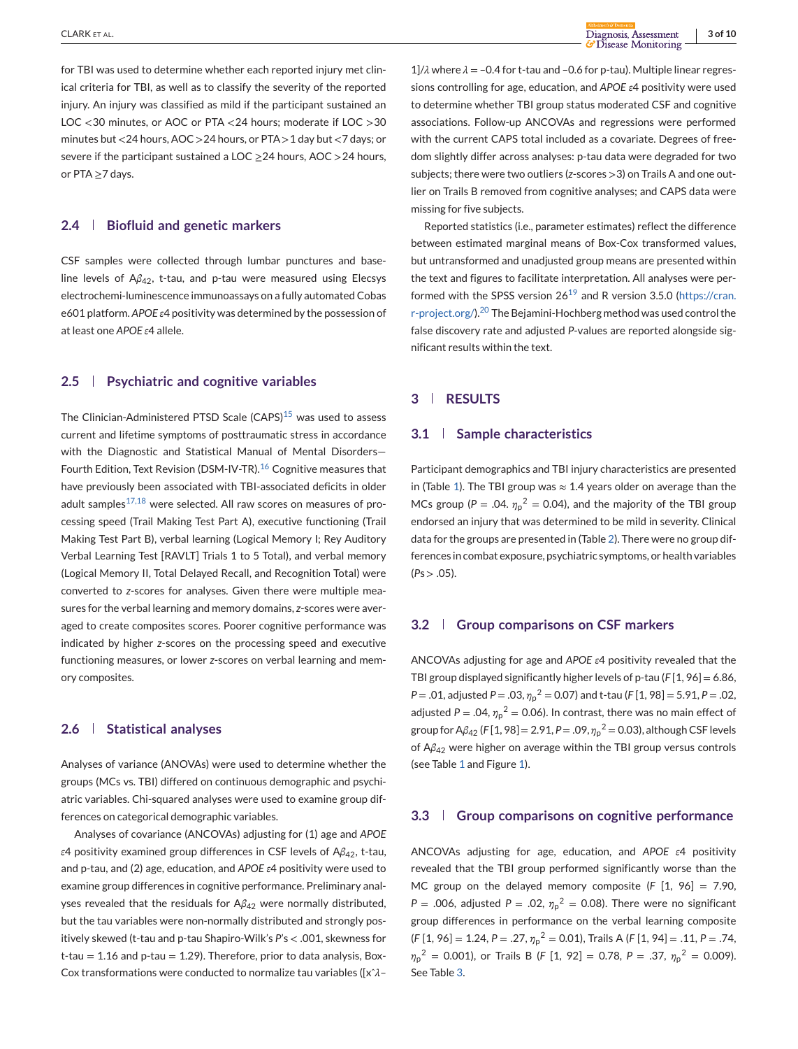for TBI was used to determine whether each reported injury met clinical criteria for TBI, as well as to classify the severity of the reported injury. An injury was classified as mild if the participant sustained an LOC <30 minutes, or AOC or PTA <24 hours; moderate if LOC >30 minutes but <24 hours, AOC >24 hours, or PTA > 1 day but <7 days; or severe if the participant sustained a LOC ≥24 hours, AOC >24 hours, or PTA ≥7 days.

## 2.4 | Biofluid and genetic markers

CSF samples were collected through lumbar punctures and baseline levels of $A\beta_{42}$, t-tau, and p-tau were measured using Elecsys electrochemi-luminescence immunoassays on a fully automated Cobas e601 platform. *APOE* $\varepsilon$4 positivity was determined by the possession of at least one *APOE* $\varepsilon$4 allele.

## 2.5 | Psychiatric and cognitive variables

The Clinician-Administered PTSD Scale (CAPS)[15] was used to assess current and lifetime symptoms of posttraumatic stress in accordance with the Diagnostic and Statistical Manual of Mental Disorders—Fourth Edition, Text Revision (DSM-IV-TR).[16] Cognitive measures that have previously been associated with TBI-associated deficits in older adult samples[17,18] were selected. All raw scores on measures of processing speed (Trail Making Test Part A), executive functioning (Trail Making Test Part B), verbal learning (Logical Memory I; Rey Auditory Verbal Learning Test [RAVLT] Trials 1 to 5 Total), and verbal memory (Logical Memory II, Total Delayed Recall, and Recognition Total) were converted to *z*-scores for analyses. Given there were multiple measures for the verbal learning and memory domains, *z*-scores were averaged to create composites scores. Poorer cognitive performance was indicated by higher *z*-scores on the processing speed and executive functioning measures, or lower *z*-scores on verbal learning and memory composites.

## 2.6 | Statistical analyses

Analyses of variance (ANOVAs) were used to determine whether the groups (MCs vs. TBI) differed on continuous demographic and psychiatric variables. Chi-squared analyses were used to examine group differences on categorical demographic variables.

Analyses of covariance (ANCOVAs) adjusting for (1) age and *APOE* $\varepsilon$4 positivity examined group differences in CSF levels of $A\beta_{42}$, t-tau, and p-tau, and (2) age, education, and *APOE* $\varepsilon$4 positivity were used to examine group differences in cognitive performance. Preliminary analyses revealed that the residuals for $A\beta_{42}$ were normally distributed, but the tau variables were non-normally distributed and strongly positively skewed (t-tau and p-tau Shapiro-Wilk's *P*'s < .001, skewness for t-tau = 1.16 and p-tau = 1.29). Therefore, prior to data analysis, Box-Cox transformations were conducted to normalize tau variables ($[x^\lambda - 1]/\lambda$ where $\lambda = -0.4$ for t-tau and $-0.6$ for p-tau). Multiple linear regressions controlling for age, education, and *APOE* $\varepsilon$4 positivity were used to determine whether TBI group status moderated CSF and cognitive associations. Follow-up ANCOVAs and regressions were performed with the current CAPS total included as a covariate. Degrees of freedom slightly differ across analyses: p-tau data were degraded for two subjects; there were two outliers (*z*-scores >3) on Trails A and one outlier on Trails B removed from cognitive analyses; and CAPS data were missing for five subjects.

Reported statistics (i.e., parameter estimates) reflect the difference between estimated marginal means of Box-Cox transformed values, but untransformed and unadjusted group means are presented within the text and figures to facilitate interpretation. All analyses were performed with the SPSS version 26[19] and R version 3.5.0 (https://cran.r-project.org/).[20] The Bejamini-Hochberg method was used control the false discovery rate and adjusted *P*-values are reported alongside significant results within the text.

# 3 | RESULTS

## 3.1 | Sample characteristics

Participant demographics and TBI injury characteristics are presented in (Table 1). The TBI group was ≈ 1.4 years older on average than the MCs group ($P = .04$. $\eta_p^2 = 0.04$), and the majority of the TBI group endorsed an injury that was determined to be mild in severity. Clinical data for the groups are presented in (Table 2). There were no group differences in combat exposure, psychiatric symptoms, or health variables (*P*s > .05).

## 3.2 | Group comparisons on CSF markers

ANCOVAs adjusting for age and *APOE* $\varepsilon$4 positivity revealed that the TBI group displayed significantly higher levels of p-tau ($F[1, 96] = 6.86$, $P = .01$, adjusted $P = .03$, $\eta_p^2 = 0.07$) and t-tau ($F[1, 98] = 5.91$, $P = .02$, adjusted $P = .04$, $\eta_p^2 = 0.06$). In contrast, there was no main effect of group for $A\beta_{42}$ ($F[1, 98] = 2.91$, $P = .09$, $\eta_p^2 = 0.03$), although CSF levels of $A\beta_{42}$ were higher on average within the TBI group versus controls (see Table 1 and Figure 1).

## 3.3 | Group comparisons on cognitive performance

ANCOVAs adjusting for age, education, and *APOE* $\varepsilon$4 positivity revealed that the TBI group performed significantly worse than the MC group on the delayed memory composite ($F$ [1, 96] = 7.90, $P = .006$, adjusted $P = .02$, $\eta_p^2 = 0.08$). There were no significant group differences in performance on the verbal learning composite ($F[1, 96] = 1.24$, $P = .27$, $\eta_p^2 = 0.01$), Trails A ($F[1, 94] = .11$, $P = .74$, $\eta_p^2 = 0.001$), or Trails B ($F$ [1, 92] = 0.78, $P = .37$, $\eta_p^2 = 0.009$). See Table 3.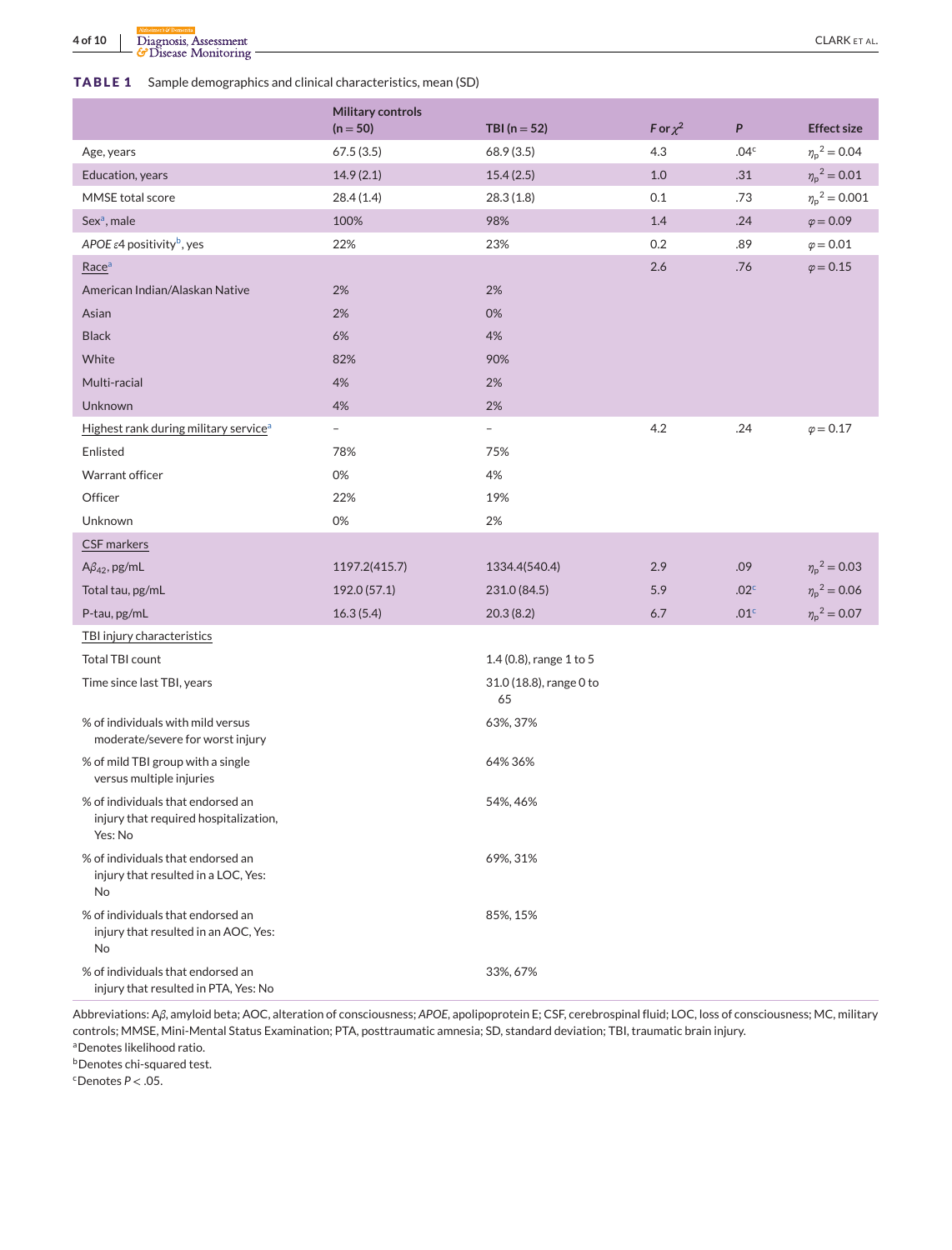**TABLE 1** Sample demographics and clinical characteristics, mean (SD)

| | Military controls (n = 50) | TBI (n = 52) | F or $\chi^2$ | P | Effect size |
|---|---|---|---|---|---|
| Age, years | 67.5 (3.5) | 68.9 (3.5) | 4.3 | .04[c] | $\eta_p^2 = 0.04$ |
| Education, years | 14.9 (2.1) | 15.4 (2.5) | 1.0 | .31 | $\eta_p^2 = 0.01$ |
| MMSE total score | 28.4 (1.4) | 28.3 (1.8) | 0.1 | .73 | $\eta_p^2 = 0.001$ |
| Sex[a], male | 100% | 98% | 1.4 | .24 | $\varphi = 0.09$ |
| *APOE* ε4 positivity[b], yes | 22% | 23% | 0.2 | .89 | $\varphi = 0.01$ |
| Race[a] | | | 2.6 | .76 | $\varphi = 0.15$ |
| American Indian/Alaskan Native | 2% | 2% | | | |
| Asian | 2% | 0% | | | |
| Black | 6% | 4% | | | |
| White | 82% | 90% | | | |
| Multi-racial | 4% | 2% | | | |
| Unknown | 4% | 2% | | | |
| Highest rank during military service[a] | – | – | 4.2 | .24 | $\varphi = 0.17$ |
| Enlisted | 78% | 75% | | | |
| Warrant officer | 0% | 4% | | | |
| Officer | 22% | 19% | | | |
| Unknown | 0% | 2% | | | |
| CSF markers | | | | | |
| $A\beta_{42}$, pg/mL | 1197.2(415.7) | 1334.4(540.4) | 2.9 | .09 | $\eta_p^2 = 0.03$ |
| Total tau, pg/mL | 192.0 (57.1) | 231.0 (84.5) | 5.9 | .02[c] | $\eta_p^2 = 0.06$ |
| P-tau, pg/mL | 16.3 (5.4) | 20.3 (8.2) | 6.7 | .01[c] | $\eta_p^2 = 0.07$ |
| TBI injury characteristics | | | | | |
| Total TBI count | | 1.4 (0.8), range 1 to 5 | | | |
| Time since last TBI, years | | 31.0 (18.8), range 0 to 65 | | | |
| % of individuals with mild versus moderate/severe for worst injury | | 63%, 37% | | | |
| % of mild TBI group with a single versus multiple injuries | | 64% 36% | | | |
| % of individuals that endorsed an injury that required hospitalization, Yes: No | | 54%, 46% | | | |
| % of individuals that endorsed an injury that resulted in a LOC, Yes: No | | 69%, 31% | | | |
| % of individuals that endorsed an injury that resulted in an AOC, Yes: No | | 85%, 15% | | | |
| % of individuals that endorsed an injury that resulted in PTA, Yes: No | | 33%, 67% | | | |

Abbreviations: Aβ, amyloid beta; AOC, alteration of consciousness; *APOE*, apolipoprotein E; CSF, cerebrospinal fluid; LOC, loss of consciousness; MC, military controls; MMSE, Mini-Mental State Examination; PTA, posttraumatic amnesia; SD, standard deviation; TBI, traumatic brain injury.
[a]Denotes likelihood ratio.
[b]Denotes chi-squared test.
[c]Denotes $P < .05$.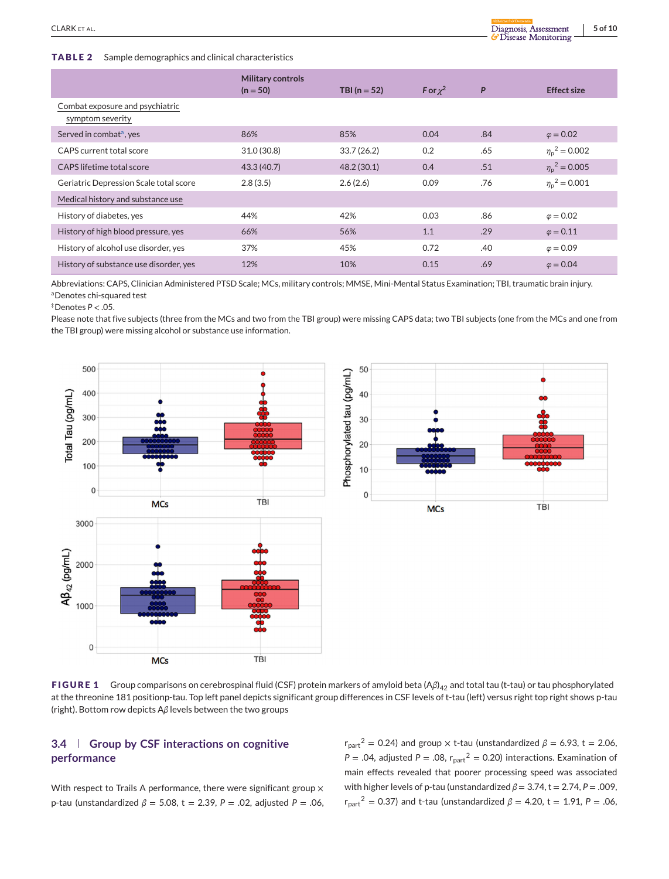**TABLE 2** Sample demographics and clinical characteristics

| | Military controls (n = 50) | TBI (n = 52) | F or $\chi^2$ | P | Effect size |
|---|---|---|---|---|---|
| Combat exposure and psychiatric symptom severity | | | | | |
| Served in combat[a], yes | 86% | 85% | 0.04 | .84 | $\varphi = 0.02$ |
| CAPS current total score | 31.0 (30.8) | 33.7 (26.2) | 0.2 | .65 | $\eta_p^2 = 0.002$ |
| CAPS lifetime total score | 43.3 (40.7) | 48.2 (30.1) | 0.4 | .51 | $\eta_p^2 = 0.005$ |
| Geriatric Depression Scale total score | 2.8 (3.5) | 2.6 (2.6) | 0.09 | .76 | $\eta_p^2 = 0.001$ |
| Medical history and substance use | | | | | |
| History of diabetes, yes | 44% | 42% | 0.03 | .86 | $\varphi = 0.02$ |
| History of high blood pressure, yes | 66% | 56% | 1.1 | .29 | $\varphi = 0.11$ |
| History of alcohol use disorder, yes | 37% | 45% | 0.72 | .40 | $\varphi = 0.09$ |
| History of substance use disorder, yes | 12% | 10% | 0.15 | .69 | $\varphi = 0.04$ |

Abbreviations: CAPS, Clinician Administered PTSD Scale; MCs, military controls; MMSE, Mini-Mental Status Examination; TBI, traumatic brain injury.
[a]Denotes chi-squared test
‡Denotes $P < .05$.
Please note that five subjects (three from the MCs and two from the TBI group) were missing CAPS data; two TBI subjects (one from the MCs and one from the TBI group) were missing alcohol or substance use information.

**FIGURE 1** Group comparisons on cerebrospinal fluid (CSF) protein markers of amyloid beta $(A\beta)_{42}$ and total tau (t-tau) or tau phosphorylated at the threonine 181 positionp-tau. Top left panel depicts significant group differences in CSF levels of t-tau (left) versus right top right shows p-tau (right). Bottom row depicts $A\beta$ levels between the two groups

## 3.4 | Group by CSF interactions on cognitive performance

With respect to Trails A performance, there were significant group × p-tau (unstandardized $\beta = 5.08$, $t = 2.39$, $P = .02$, adjusted $P = .06$, $r_{part}^2 = 0.24$) and group × t-tau (unstandardized $\beta = 6.93$, $t = 2.06$, $P = .04$, adjusted $P = .08$, $r_{part}^2 = 0.20$) interactions. Examination of main effects revealed that poorer processing speed was associated with higher levels of p-tau (unstandardized $\beta = 3.74$, $t = 2.74$, $P = .009$, $r_{part}^2 = 0.37$) and t-tau (unstandardized $\beta = 4.20$, $t = 1.91$, $P = .06$,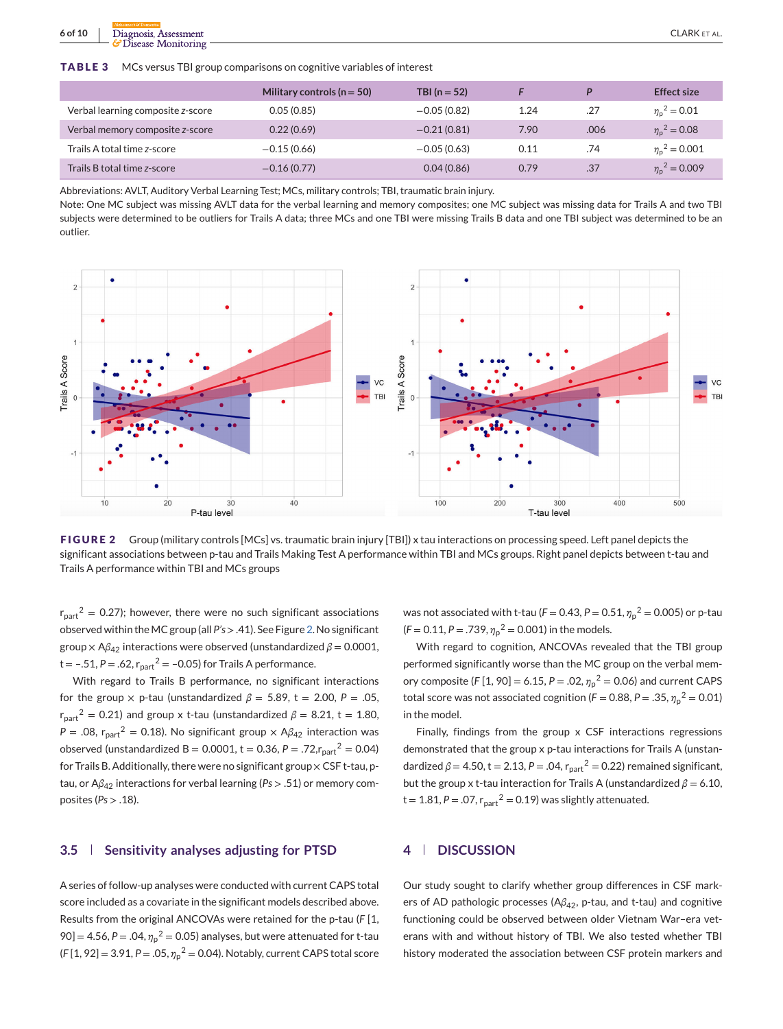**TABLE 3** MCs versus TBI group comparisons on cognitive variables of interest

| | Military controls (n = 50) | TBI (n = 52) | F | P | Effect size |
|---|---|---|---|---|---|
| Verbal learning composite z-score | 0.05 (0.85) | −0.05 (0.82) | 1.24 | .27 | $\eta_p^2 = 0.01$ |
| Verbal memory composite z-score | 0.22 (0.69) | −0.21 (0.81) | 7.90 | .006 | $\eta_p^2 = 0.08$ |
| Trails A total time z-score | −0.15 (0.66) | −0.05 (0.63) | 0.11 | .74 | $\eta_p^2 = 0.001$ |
| Trails B total time z-score | −0.16 (0.77) | 0.04 (0.86) | 0.79 | .37 | $\eta_p^2 = 0.009$ |

Abbreviations: AVLT, Auditory Verbal Learning Test; MCs, military controls; TBI, traumatic brain injury.
Note: One MC subject was missing AVLT data for the verbal learning and memory composites; one MC subject was missing data for Trails A and two TBI subjects were determined to be outliers for Trails A data; three MCs and one TBI were missing Trails B data and one TBI subject was determined to be an outlier.

**FIGURE 2** Group (military controls [MCs] vs. traumatic brain injury [TBI]) x tau interactions on processing speed. Left panel depicts the significant associations between p-tau and Trails Making Test A performance within TBI and MCs groups. Right panel depicts between t-tau and Trails A performance within TBI and MCs groups

$r_{part}^2$ = 0.27); however, there were no such significant associations observed within the MC group (all *P's* > .41). See Figure 2. No significant group × $A\beta_{42}$ interactions were observed (unstandardized $\beta$ = 0.0001, t = –.51, *P* = .62, $r_{part}^2$ = –0.05) for Trails A performance.

With regard to Trails B performance, no significant interactions for the group × p-tau (unstandardized $\beta$ = 5.89, t = 2.00, *P* = .05, $r_{part}^2$ = 0.21) and group x t-tau (unstandardized $\beta$ = 8.21, t = 1.80, *P* = .08, $r_{part}^2$ = 0.18). No significant group × $A\beta_{42}$ interaction was observed (unstandardized B = 0.0001, t = 0.36, *P* = .72, $r_{part}^2$ = 0.04) for Trails B. Additionally, there were no significant group × CSF t-tau, p-tau, or $A\beta_{42}$ interactions for verbal learning (*Ps* > .51) or memory composites (*Ps* > .18).

## 3.5 | Sensitivity analyses adjusting for PTSD

A series of follow-up analyses were conducted with current CAPS total score included as a covariate in the significant models described above. Results from the original ANCOVAs were retained for the p-tau (*F* [1, 90] = 4.56, *P* = .04, $\eta_p^2$ = 0.05) analyses, but were attenuated for t-tau (*F* [1, 92] = 3.91, *P* = .05, $\eta_p^2$ = 0.04). Notably, current CAPS total score was not associated with t-tau (*F* = 0.43, *P* = 0.51, $\eta_p^2$ = 0.005) or p-tau (*F* = 0.11, *P* = .739, $\eta_p^2$ = 0.001) in the models.

With regard to cognition, ANCOVAs revealed that the TBI group performed significantly worse than the MC group on the verbal memory composite (*F* [1, 90] = 6.15, *P* = .02, $\eta_p^2$ = 0.06) and current CAPS total score was not associated cognition (*F* = 0.88, *P* = .35, $\eta_p^2$ = 0.01) in the model.

Finally, findings from the group x CSF interactions regressions demonstrated that the group x p-tau interactions for Trails A (unstandardized $\beta$ = 4.50, t = 2.13, *P* = .04, $r_{part}^2$ = 0.22) remained significant, but the group x t-tau interaction for Trails A (unstandardized $\beta$ = 6.10, t = 1.81, *P* = .07, $r_{part}^2$ = 0.19) was slightly attenuated.

# 4 | DISCUSSION

Our study sought to clarify whether group differences in CSF markers of AD pathologic processes ($A\beta_{42}$, p-tau, and t-tau) and cognitive functioning could be observed between older Vietnam War–era veterans with and without history of TBI. We also tested whether TBI history moderated the association between CSF protein markers and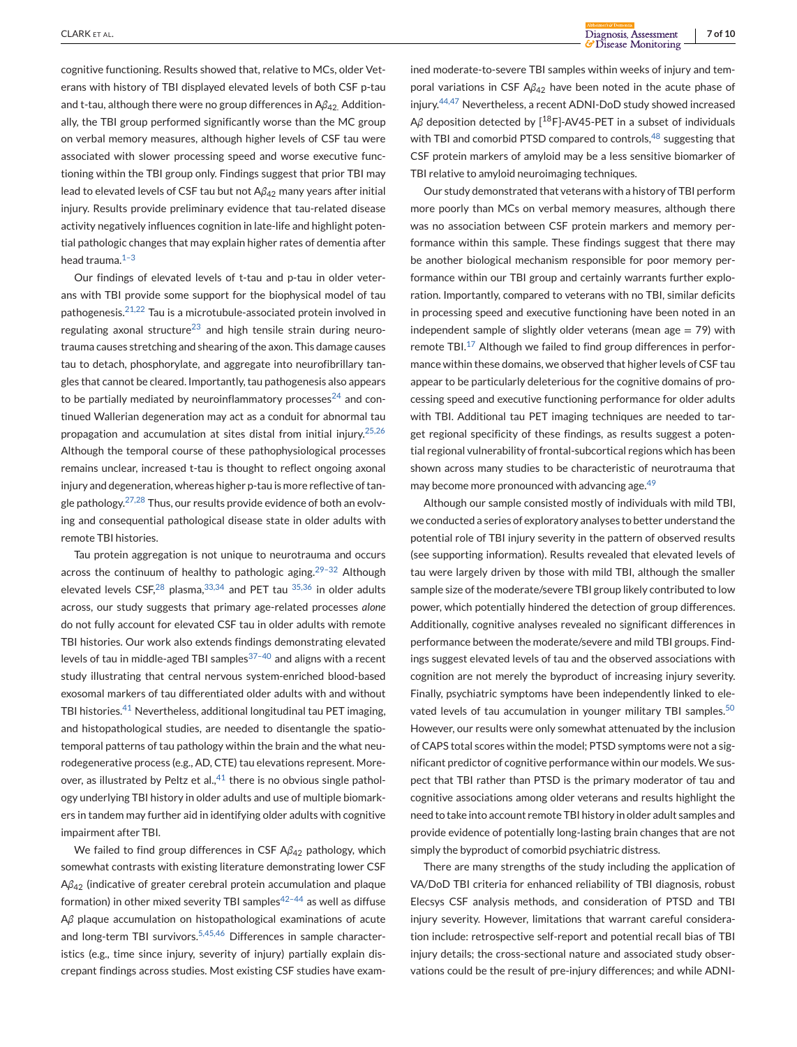cognitive functioning. Results showed that, relative to MCs, older Veterans with history of TBI displayed elevated levels of both CSF p-tau and t-tau, although there were no group differences in $A\beta_{42}$. Additionally, the TBI group performed significantly worse than the MC group on verbal memory measures, although higher levels of CSF tau were associated with slower processing speed and worse executive functioning within the TBI group only. Findings suggest that prior TBI may lead to elevated levels of CSF tau but not $A\beta_{42}$ many years after initial injury. Results provide preliminary evidence that tau-related disease activity negatively influences cognition in late-life and highlight potential pathologic changes that may explain higher rates of dementia after head trauma.[1–3]

Our findings of elevated levels of t-tau and p-tau in older veterans with TBI provide some support for the biophysical model of tau pathogenesis.[21,22] Tau is a microtubule-associated protein involved in regulating axonal structure[23] and high tensile strain during neurotrauma causes stretching and shearing of the axon. This damage causes tau to detach, phosphorylate, and aggregate into neurofibrillary tangles that cannot be cleared. Importantly, tau pathogenesis also appears to be partially mediated by neuroinflammatory processes[24] and continued Wallerian degeneration may act as a conduit for abnormal tau propagation and accumulation at sites distal from initial injury.[25,26] Although the temporal course of these pathophysiological processes remains unclear, increased t-tau is thought to reflect ongoing axonal injury and degeneration, whereas higher p-tau is more reflective of tangle pathology.[27,28] Thus, our results provide evidence of both an evolving and consequential pathological disease state in older adults with remote TBI histories.

Tau protein aggregation is not unique to neurotrauma and occurs across the continuum of healthy to pathologic aging.[29–32] Although elevated levels CSF,[28] plasma,[33,34] and PET tau [35,36] in older adults across, our study suggests that primary age-related processes *alone* do not fully account for elevated CSF tau in older adults with remote TBI histories. Our work also extends findings demonstrating elevated levels of tau in middle-aged TBI samples[37–40] and aligns with a recent study illustrating that central nervous system-enriched blood-based exosomal markers of tau differentiated older adults with and without TBI histories.[41] Nevertheless, additional longitudinal tau PET imaging, and histopathological studies, are needed to disentangle the spatiotemporal patterns of tau pathology within the brain and the what neurodegenerative process (e.g., AD, CTE) tau elevations represent. Moreover, as illustrated by Peltz et al.,[41] there is no obvious single pathology underlying TBI history in older adults and use of multiple biomarkers in tandem may further aid in identifying older adults with cognitive impairment after TBI.

We failed to find group differences in CSF $A\beta_{42}$ pathology, which somewhat contrasts with existing literature demonstrating lower CSF $A\beta_{42}$ (indicative of greater cerebral protein accumulation and plaque formation) in other mixed severity TBI samples[42–44] as well as diffuse $A\beta$ plaque accumulation on histopathological examinations of acute and long-term TBI survivors.[5,45,46] Differences in sample characteristics (e.g., time since injury, severity of injury) partially explain discrepant findings across studies. Most existing CSF studies have examined moderate-to-severe TBI samples within weeks of injury and temporal variations in CSF $A\beta_{42}$ have been noted in the acute phase of injury.[44,47] Nevertheless, a recent ADNI-DoD study showed increased $A\beta$ deposition detected by [$^{18}$F]-AV45-PET in a subset of individuals with TBI and comorbid PTSD compared to controls,[48] suggesting that CSF protein markers of amyloid may be a less sensitive biomarker of TBI relative to amyloid neuroimaging techniques.

Our study demonstrated that veterans with a history of TBI perform more poorly than MCs on verbal memory measures, although there was no association between CSF protein markers and memory performance within this sample. These findings suggest that there may be another biological mechanism responsible for poor memory performance within our TBI group and certainly warrants further exploration. Importantly, compared to veterans with no TBI, similar deficits in processing speed and executive functioning have been noted in an independent sample of slightly older veterans (mean age = 79) with remote TBI.[17] Although we failed to find group differences in performance within these domains, we observed that higher levels of CSF tau appear to be particularly deleterious for the cognitive domains of processing speed and executive functioning performance for older adults with TBI. Additional tau PET imaging techniques are needed to target regional specificity of these findings, as results suggest a potential regional vulnerability of frontal-subcortical regions which has been shown across many studies to be characteristic of neurotrauma that may become more pronounced with advancing age.[49]

Although our sample consisted mostly of individuals with mild TBI, we conducted a series of exploratory analyses to better understand the potential role of TBI injury severity in the pattern of observed results (see supporting information). Results revealed that elevated levels of tau were largely driven by those with mild TBI, although the smaller sample size of the moderate/severe TBI group likely contributed to low power, which potentially hindered the detection of group differences. Additionally, cognitive analyses revealed no significant differences in performance between the moderate/severe and mild TBI groups. Findings suggest elevated levels of tau and the observed associations with cognition are not merely the byproduct of increasing injury severity. Finally, psychiatric symptoms have been independently linked to elevated levels of tau accumulation in younger military TBI samples.[50] However, our results were only somewhat attenuated by the inclusion of CAPS total scores within the model; PTSD symptoms were not a significant predictor of cognitive performance within our models. We suspect that TBI rather than PTSD is the primary moderator of tau and cognitive associations among older veterans and results highlight the need to take into account remote TBI history in older adult samples and provide evidence of potentially long-lasting brain changes that are not simply the byproduct of comorbid psychiatric distress.

There are many strengths of the study including the application of VA/DoD TBI criteria for enhanced reliability of TBI diagnosis, robust Elecsys CSF analysis methods, and consideration of PTSD and TBI injury severity. However, limitations that warrant careful consideration include: retrospective self-report and potential recall bias of TBI injury details; the cross-sectional nature and associated study observations could be the result of pre-injury differences; and while ADNI-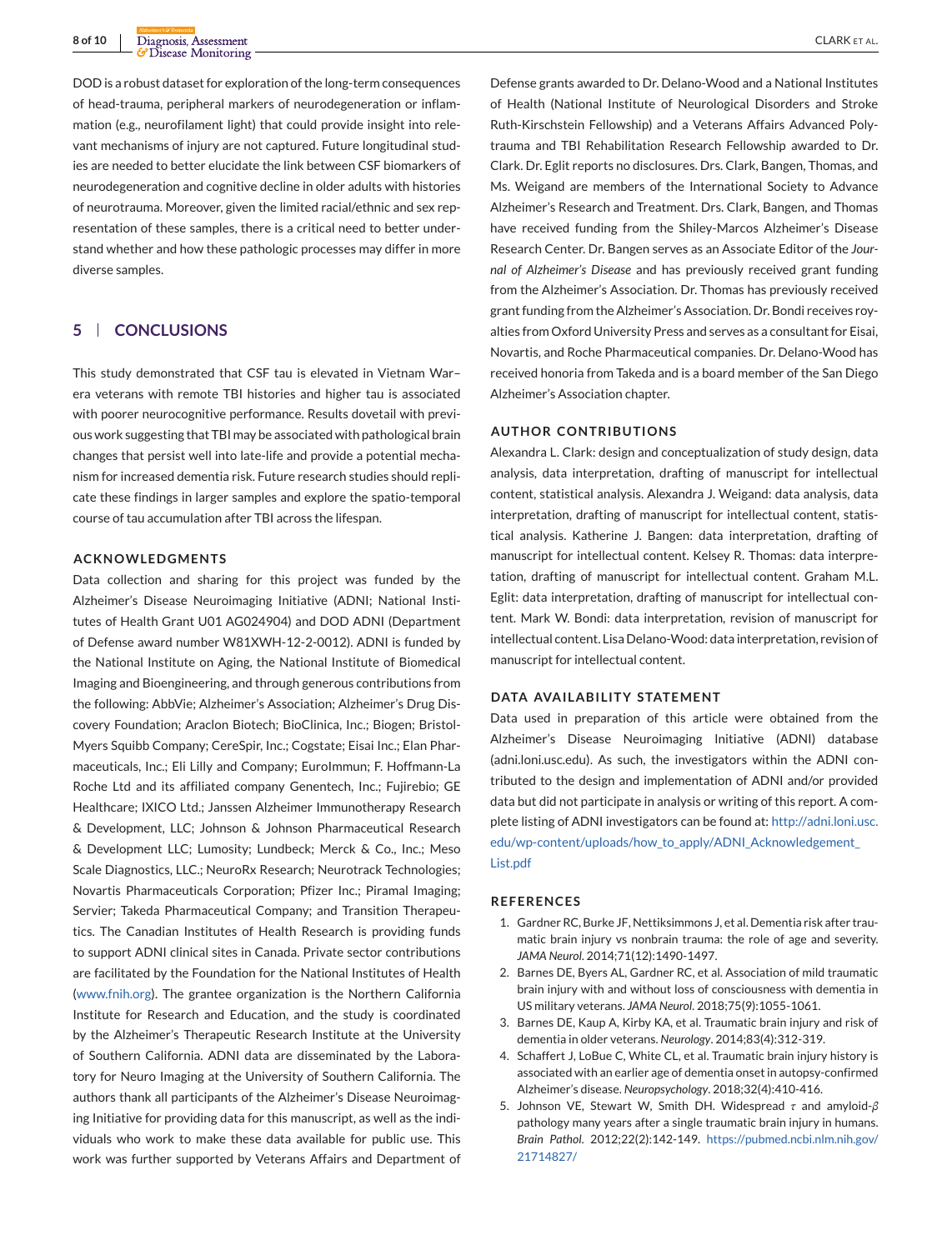DOD is a robust dataset for exploration of the long-term consequences of head-trauma, peripheral markers of neurodegeneration or inflammation (e.g., neurofilament light) that could provide insight into relevant mechanisms of injury are not captured. Future longitudinal studies are needed to better elucidate the link between CSF biomarkers of neurodegeneration and cognitive decline in older adults with histories of neurotrauma. Moreover, given the limited racial/ethnic and sex representation of these samples, there is a critical need to better understand whether and how these pathologic processes may differ in more diverse samples.

## 5 | CONCLUSIONS

This study demonstrated that CSF tau is elevated in Vietnam War–era veterans with remote TBI histories and higher tau is associated with poorer neurocognitive performance. Results dovetail with previous work suggesting that TBI may be associated with pathological brain changes that persist well into late-life and provide a potential mechanism for increased dementia risk. Future research studies should replicate these findings in larger samples and explore the spatio-temporal course of tau accumulation after TBI across the lifespan.

### ACKNOWLEDGMENTS

Data collection and sharing for this project was funded by the Alzheimer's Disease Neuroimaging Initiative (ADNI; National Institutes of Health Grant U01 AG024904) and DOD ADNI (Department of Defense award number W81XWH-12-2-0012). ADNI is funded by the National Institute on Aging, the National Institute of Biomedical Imaging and Bioengineering, and through generous contributions from the following: AbbVie; Alzheimer's Association; Alzheimer's Drug Discovery Foundation; Araclon Biotech; BioClinica, Inc.; Biogen; Bristol-Myers Squibb Company; CereSpir, Inc.; Cogstate; Eisai Inc.; Elan Pharmaceuticals, Inc.; Eli Lilly and Company; EuroImmun; F. Hoffmann-La Roche Ltd and its affiliated company Genentech, Inc.; Fujirebio; GE Healthcare; IXICO Ltd.; Janssen Alzheimer Immunotherapy Research & Development, LLC; Johnson & Johnson Pharmaceutical Research & Development LLC; Lumosity; Lundbeck; Merck & Co., Inc.; Meso Scale Diagnostics, LLC.; NeuroRx Research; Neurotrack Technologies; Novartis Pharmaceuticals Corporation; Pfizer Inc.; Piramal Imaging; Servier; Takeda Pharmaceutical Company; and Transition Therapeutics. The Canadian Institutes of Health Research is providing funds to support ADNI clinical sites in Canada. Private sector contributions are facilitated by the Foundation for the National Institutes of Health (www.fnih.org). The grantee organization is the Northern California Institute for Research and Education, and the study is coordinated by the Alzheimer's Therapeutic Research Institute at the University of Southern California. ADNI data are disseminated by the Laboratory for Neuro Imaging at the University of Southern California. The authors thank all participants of the Alzheimer's Disease Neuroimaging Initiative for providing data for this manuscript, as well as the individuals who work to make these data available for public use. This work was further supported by Veterans Affairs and Department of Defense grants awarded to Dr. Delano-Wood and a National Institutes of Health (National Institute of Neurological Disorders and Stroke Ruth-Kirschstein Fellowship) and a Veterans Affairs Advanced Polytrauma and TBI Rehabilitation Research Fellowship awarded to Dr. Clark. Dr. Eglit reports no disclosures. Drs. Clark, Bangen, Thomas, and Ms. Weigand are members of the International Society to Advance Alzheimer's Research and Treatment. Drs. Clark, Bangen, and Thomas have received funding from the Shiley-Marcos Alzheimer's Disease Research Center. Dr. Bangen serves as an Associate Editor of the *Journal of Alzheimer's Disease* and has previously received grant funding from the Alzheimer's Association. Dr. Thomas has previously received grant funding from the Alzheimer's Association. Dr. Bondi receives royalties from Oxford University Press and serves as a consultant for Eisai, Novartis, and Roche Pharmaceutical companies. Dr. Delano-Wood has received honoria from Takeda and is a board member of the San Diego Alzheimer's Association chapter.

### AUTHOR CONTRIBUTIONS

Alexandra L. Clark: design and conceptualization of study design, data analysis, data interpretation, drafting of manuscript for intellectual content, statistical analysis. Alexandra J. Weigand: data analysis, data interpretation, drafting of manuscript for intellectual content, statistical analysis. Katherine J. Bangen: data interpretation, drafting of manuscript for intellectual content. Kelsey R. Thomas: data interpretation, drafting of manuscript for intellectual content. Graham M.L. Eglit: data interpretation, drafting of manuscript for intellectual content. Mark W. Bondi: data interpretation, revision of manuscript for intellectual content. Lisa Delano-Wood: data interpretation, revision of manuscript for intellectual content.

### DATA AVAILABILITY STATEMENT

Data used in preparation of this article were obtained from the Alzheimer's Disease Neuroimaging Initiative (ADNI) database (adni.loni.usc.edu). As such, the investigators within the ADNI contributed to the design and implementation of ADNI and/or provided data but did not participate in analysis or writing of this report. A complete listing of ADNI investigators can be found at: http://adni.loni.usc.edu/wp-content/uploads/how_to_apply/ADNI_Acknowledgement_List.pdf

### REFERENCES

1. Gardner RC, Burke JF, Nettiksimmons J, et al. Dementia risk after traumatic brain injury vs nonbrain trauma: the role of age and severity. *JAMA Neurol*. 2014;71(12):1490-1497.
2. Barnes DE, Byers AL, Gardner RC, et al. Association of mild traumatic brain injury with and without loss of consciousness with dementia in US military veterans. *JAMA Neurol*. 2018;75(9):1055-1061.
3. Barnes DE, Kaup A, Kirby KA, et al. Traumatic brain injury and risk of dementia in older veterans. *Neurology*. 2014;83(4):312-319.
4. Schaffert J, LoBue C, White CL, et al. Traumatic brain injury history is associated with an earlier age of dementia onset in autopsy-confirmed Alzheimer's disease. *Neuropsychology*. 2018;32(4):410-416.
5. Johnson VE, Stewart W, Smith DH. Widespread $\tau$ and amyloid-$\beta$ pathology many years after a single traumatic brain injury in humans. *Brain Pathol*. 2012;22(2):142-149. https://pubmed.ncbi.nlm.nih.gov/21714827/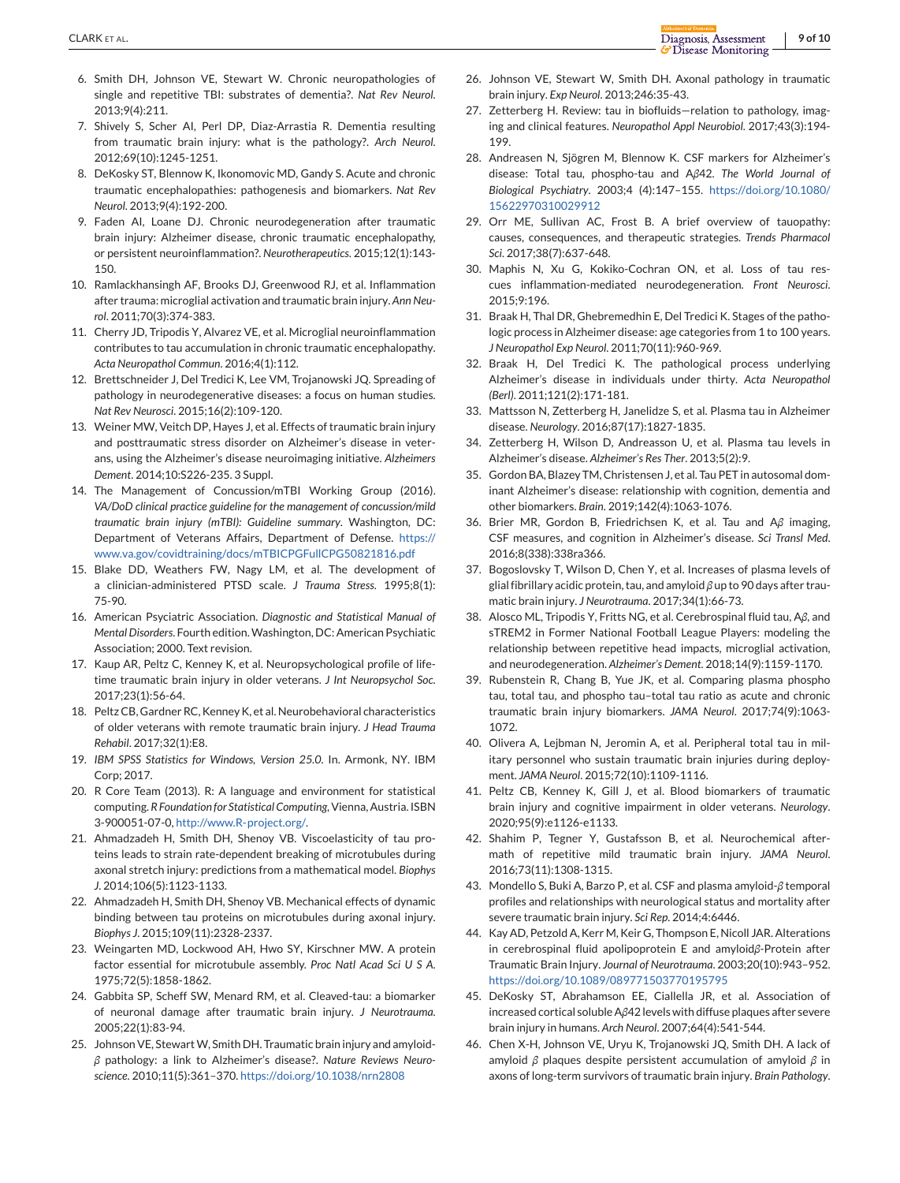6. Smith DH, Johnson VE, Stewart W. Chronic neuropathologies of single and repetitive TBI: substrates of dementia?. *Nat Rev Neurol*. 2013;9(4):211.
7. Shively S, Scher AI, Perl DP, Diaz-Arrastia R. Dementia resulting from traumatic brain injury: what is the pathology?. *Arch Neurol*. 2012;69(10):1245-1251.
8. DeKosky ST, Blennow K, Ikonomovic MD, Gandy S. Acute and chronic traumatic encephalopathies: pathogenesis and biomarkers. *Nat Rev Neurol*. 2013;9(4):192-200.
9. Faden AI, Loane DJ. Chronic neurodegeneration after traumatic brain injury: Alzheimer disease, chronic traumatic encephalopathy, or persistent neuroinflammation?. *Neurotherapeutics*. 2015;12(1):143-150.
10. Ramlackhansingh AF, Brooks DJ, Greenwood RJ, et al. Inflammation after trauma: microglial activation and traumatic brain injury. *Ann Neurol*. 2011;70(3):374-383.
11. Cherry JD, Tripodis Y, Alvarez VE, et al. Microglial neuroinflammation contributes to tau accumulation in chronic traumatic encephalopathy. *Acta Neuropathol Commun*. 2016;4(1):112.
12. Brettschneider J, Del Tredici K, Lee VM, Trojanowski JQ. Spreading of pathology in neurodegenerative diseases: a focus on human studies. *Nat Rev Neurosci*. 2015;16(2):109-120.
13. Weiner MW, Veitch DP, Hayes J, et al. Effects of traumatic brain injury and posttraumatic stress disorder on Alzheimer's disease in veterans, using the Alzheimer's disease neuroimaging initiative. *Alzheimers Dement*. 2014;10:S226-235. 3 Suppl.
14. The Management of Concussion/mTBI Working Group (2016). *VA/DoD clinical practice guideline for the management of concussion/mild traumatic brain injury (mTBI): Guideline summary*. Washington, DC: Department of Veterans Affairs, Department of Defense. https://www.va.gov/covidtraining/docs/mTBICPGFullCPG50821816.pdf
15. Blake DD, Weathers FW, Nagy LM, et al. The development of a clinician-administered PTSD scale. *J Trauma Stress*. 1995;8(1):75-90.
16. American Psyciatric Association. *Diagnostic and Statistical Manual of Mental Disorders*. Fourth edition. Washington, DC: American Psychiatric Association; 2000. Text revision.
17. Kaup AR, Peltz C, Kenney K, et al. Neuropsychological profile of lifetime traumatic brain injury in older veterans. *J Int Neuropsychol Soc*. 2017;23(1):56-64.
18. Peltz CB, Gardner RC, Kenney K, et al. Neurobehavioral characteristics of older veterans with remote traumatic brain injury. *J Head Trauma Rehabil*. 2017;32(1):E8.
19. *IBM SPSS Statistics for Windows, Version 25.0*. In. Armonk, NY. IBM Corp; 2017.
20. R Core Team (2013). R: A language and environment for statistical computing. *R Foundation for Statistical Computing*, Vienna, Austria. ISBN 3-900051-07-0, http://www.R-project.org/.
21. Ahmadzadeh H, Smith DH, Shenoy VB. Viscoelasticity of tau proteins leads to strain rate-dependent breaking of microtubules during axonal stretch injury: predictions from a mathematical model. *Biophys J*. 2014;106(5):1123-1133.
22. Ahmadzadeh H, Smith DH, Shenoy VB. Mechanical effects of dynamic binding between tau proteins on microtubules during axonal injury. *Biophys J*. 2015;109(11):2328-2337.
23. Weingarten MD, Lockwood AH, Hwo SY, Kirschner MW. A protein factor essential for microtubule assembly. *Proc Natl Acad Sci U S A*. 1975;72(5):1858-1862.
24. Gabbita SP, Scheff SW, Menard RM, et al. Cleaved-tau: a biomarker of neuronal damage after traumatic brain injury. *J Neurotrauma*. 2005;22(1):83-94.
25. Johnson VE, Stewart W, Smith DH. Traumatic brain injury and amyloid-$\beta$ pathology: a link to Alzheimer's disease?. *Nature Reviews Neuroscience*. 2010;11(5):361–370. https://doi.org/10.1038/nrn2808
26. Johnson VE, Stewart W, Smith DH. Axonal pathology in traumatic brain injury. *Exp Neurol*. 2013;246:35-43.
27. Zetterberg H. Review: tau in biofluids—relation to pathology, imaging and clinical features. *Neuropathol Appl Neurobiol*. 2017;43(3):194-199.
28. Andreasen N, Sjögren M, Blennow K. CSF markers for Alzheimer's disease: Total tau, phospho-tau and A$\beta$42. *The World Journal of Biological Psychiatry*. 2003;4 (4):147–155. https://doi.org/10.1080/15622970310029912
29. Orr ME, Sullivan AC, Frost B. A brief overview of tauopathy: causes, consequences, and therapeutic strategies. *Trends Pharmacol Sci*. 2017;38(7):637-648.
30. Maphis N, Xu G, Kokiko-Cochran ON, et al. Loss of tau rescues inflammation-mediated neurodegeneration. *Front Neurosci*. 2015;9:196.
31. Braak H, Thal DR, Ghebremedhin E, Del Tredici K. Stages of the pathologic process in Alzheimer disease: age categories from 1 to 100 years. *J Neuropathol Exp Neurol*. 2011;70(11):960-969.
32. Braak H, Del Tredici K. The pathological process underlying Alzheimer's disease in individuals under thirty. *Acta Neuropathol (Berl)*. 2011;121(2):171-181.
33. Mattsson N, Zetterberg H, Janelidze S, et al. Plasma tau in Alzheimer disease. *Neurology*. 2016;87(17):1827-1835.
34. Zetterberg H, Wilson D, Andreasson U, et al. Plasma tau levels in Alzheimer's disease. *Alzheimer's Res Ther*. 2013;5(2):9.
35. Gordon BA, Blazey TM, Christensen J, et al. Tau PET in autosomal dominant Alzheimer's disease: relationship with cognition, dementia and other biomarkers. *Brain*. 2019;142(4):1063-1076.
36. Brier MR, Gordon B, Friedrichsen K, et al. Tau and A$\beta$ imaging, CSF measures, and cognition in Alzheimer's disease. *Sci Transl Med*. 2016;8(338):338ra366.
37. Bogoslovsky T, Wilson D, Chen Y, et al. Increases of plasma levels of glial fibrillary acidic protein, tau, and amyloid $\beta$ up to 90 days after traumatic brain injury. *J Neurotrauma*. 2017;34(1):66-73.
38. Alosco ML, Tripodis Y, Fritts NG, et al. Cerebrospinal fluid tau, A$\beta$, and sTREM2 in Former National Football League Players: modeling the relationship between repetitive head impacts, microglial activation, and neurodegeneration. *Alzheimer's Dement*. 2018;14(9):1159-1170.
39. Rubenstein R, Chang B, Yue JK, et al. Comparing plasma phospho tau, total tau, and phospho tau–total tau ratio as acute and chronic traumatic brain injury biomarkers. *JAMA Neurol*. 2017;74(9):1063-1072.
40. Olivera A, Lejbman N, Jeromin A, et al. Peripheral total tau in military personnel who sustain traumatic brain injuries during deployment. *JAMA Neurol*. 2015;72(10):1109-1116.
41. Peltz CB, Kenney K, Gill J, et al. Blood biomarkers of traumatic brain injury and cognitive impairment in older veterans. *Neurology*. 2020;95(9):e1126-e1133.
42. Shahim P, Tegner Y, Gustafsson B, et al. Neurochemical aftermath of repetitive mild traumatic brain injury. *JAMA Neurol*. 2016;73(11):1308-1315.
43. Mondello S, Buki A, Barzo P, et al. CSF and plasma amyloid-$\beta$ temporal profiles and relationships with neurological status and mortality after severe traumatic brain injury. *Sci Rep*. 2014;4:6446.
44. Kay AD, Petzold A, Kerr M, Keir G, Thompson E, Nicoll JAR. Alterations in cerebrospinal fluid apolipoprotein E and amyloid$\beta$-Protein after Traumatic Brain Injury. *Journal of Neurotrauma*. 2003;20(10):943–952. https://doi.org/10.1089/089771503770195795
45. DeKosky ST, Abrahamson EE, Ciallella JR, et al. Association of increased cortical soluble A$\beta$42 levels with diffuse plaques after severe brain injury in humans. *Arch Neurol*. 2007;64(4):541-544.
46. Chen X-H, Johnson VE, Uryu K, Trojanowski JQ, Smith DH. A lack of amyloid $\beta$ plaques despite persistent accumulation of amyloid $\beta$ in axons of long-term survivors of traumatic brain injury. *Brain Pathology*.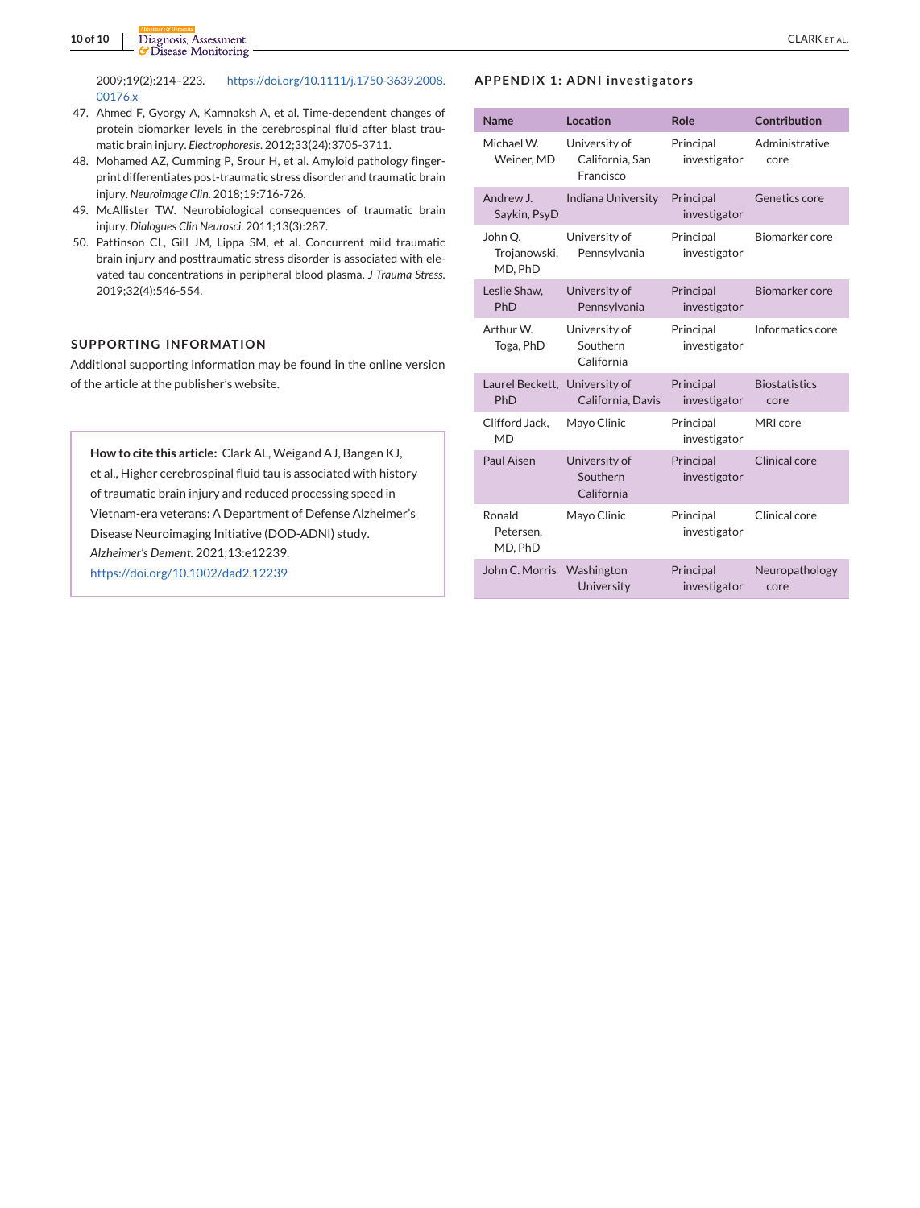2009;19(2):214–223. https://doi.org/10.1111/j.1750-3639.2008.00176.x

47. Ahmed F, Gyorgy A, Kamnaksh A, et al. Time-dependent changes of protein biomarker levels in the cerebrospinal fluid after blast traumatic brain injury. *Electrophoresis*. 2012;33(24):3705-3711.
48. Mohamed AZ, Cumming P, Srour H, et al. Amyloid pathology fingerprint differentiates post-traumatic stress disorder and traumatic brain injury. *Neuroimage Clin*. 2018;19:716-726.
49. McAllister TW. Neurobiological consequences of traumatic brain injury. *Dialogues Clin Neurosci*. 2011;13(3):287.
50. Pattinson CL, Gill JM, Lippa SM, et al. Concurrent mild traumatic brain injury and posttraumatic stress disorder is associated with elevated tau concentrations in peripheral blood plasma. *J Trauma Stress*. 2019;32(4):546-554.

## SUPPORTING INFORMATION

Additional supporting information may be found in the online version of the article at the publisher's website.

**How to cite this article:** Clark AL, Weigand AJ, Bangen KJ, et al., Higher cerebrospinal fluid tau is associated with history of traumatic brain injury and reduced processing speed in Vietnam-era veterans: A Department of Defense Alzheimer's Disease Neuroimaging Initiative (DOD-ADNI) study. *Alzheimer's Dement*. 2021;13:e12239. https://doi.org/10.1002/dad2.12239

## APPENDIX 1: ADNI investigators

| Name | Location | Role | Contribution |
|---|---|---|---|
| Michael W. Weiner, MD | University of California, San Francisco | Principal investigator | Administrative core |
| Andrew J. Saykin, PsyD | Indiana University | Principal investigator | Genetics core |
| John Q. Trojanowski, MD, PhD | University of Pennsylvania | Principal investigator | Biomarker core |
| Leslie Shaw, PhD | University of Pennsylvania | Principal investigator | Biomarker core |
| Arthur W. Toga, PhD | University of Southern California | Principal investigator | Informatics core |
| Laurel Beckett, PhD | University of California, Davis | Principal investigator | Biostatistics core |
| Clifford Jack, MD | Mayo Clinic | Principal investigator | MRI core |
| Paul Aisen | University of Southern California | Principal investigator | Clinical core |
| Ronald Petersen, MD, PhD | Mayo Clinic | Principal investigator | Clinical core |
| John C. Morris | Washington University | Principal investigator | Neuropathology core |